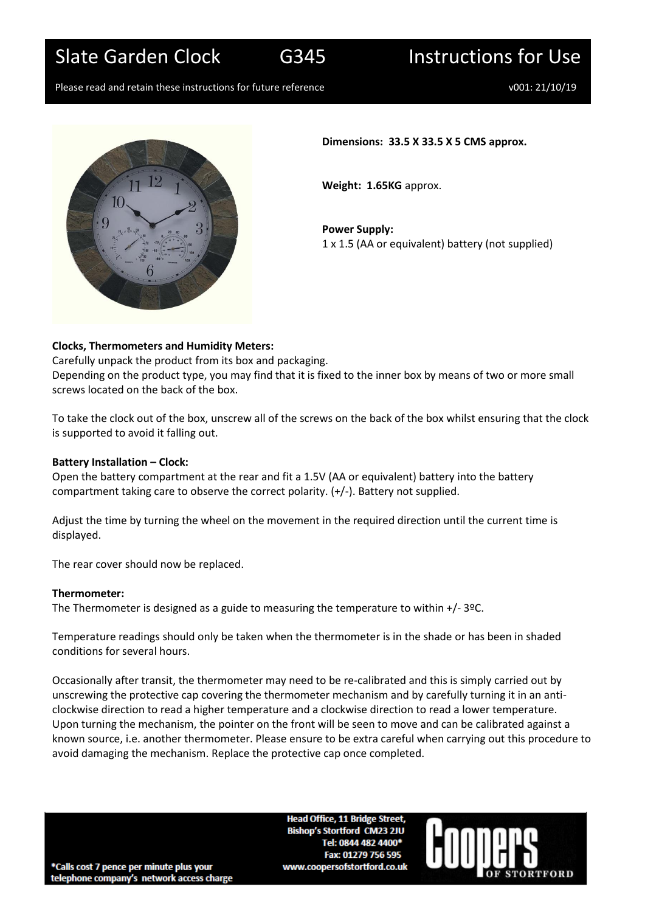# Slate Garden Clock G345 Instructions for Use

Please read and retain these instructions for future reference

v001: 21/10/19

**Dimensions: 33.5 X 33.5 X 5 CMS approx.**

**Weight: 1.65KG** approx.

**Power Supply:**
1 x 1.5 (AA or equivalent) battery (not supplied)

**Clocks, Thermometers and Humidity Meters:**

Carefully unpack the product from its box and packaging.
Depending on the product type, you may find that it is fixed to the inner box by means of two or more small screws located on the back of the box.

To take the clock out of the box, unscrew all of the screws on the back of the box whilst ensuring that the clock is supported to avoid it falling out.

**Battery Installation – Clock:**

Open the battery compartment at the rear and fit a 1.5V (AA or equivalent) battery into the battery compartment taking care to observe the correct polarity. (+/-). Battery not supplied.

Adjust the time by turning the wheel on the movement in the required direction until the current time is displayed.

The rear cover should now be replaced.

**Thermometer:**

The Thermometer is designed as a guide to measuring the temperature to within +/- 3ºC.

Temperature readings should only be taken when the thermometer is in the shade or has been in shaded conditions for several hours.

Occasionally after transit, the thermometer may need to be re-calibrated and this is simply carried out by unscrewing the protective cap covering the thermometer mechanism and by carefully turning it in an anti-clockwise direction to read a higher temperature and a clockwise direction to read a lower temperature. Upon turning the mechanism, the pointer on the front will be seen to move and can be calibrated against a known source, i.e. another thermometer. Please ensure to be extra careful when carrying out this procedure to avoid damaging the mechanism. Replace the protective cap once completed.

Head Office, 11 Bridge Street,
Bishop's Stortford CM23 2JU
Tel: 0844 482 4400*
Fax: 01279 756 595
www.coopersofstortford.co.uk

*Calls cost 7 pence per minute plus your telephone company's network access charge

Coopers of Stortford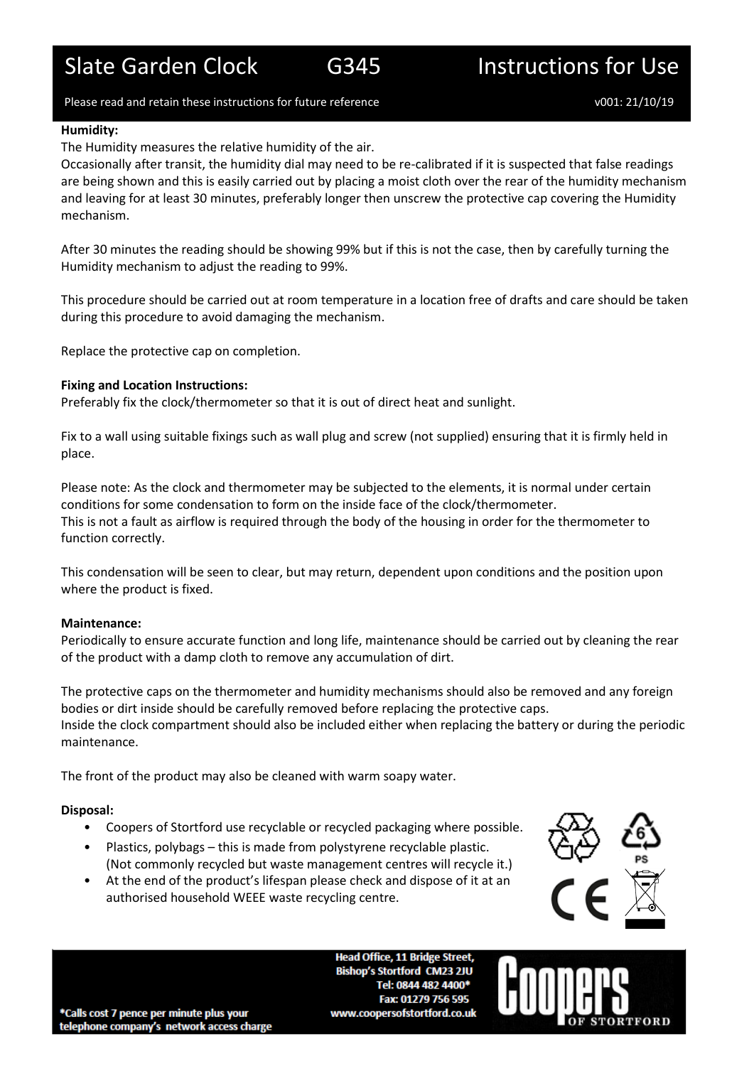# Slate Garden Clock G345 Instructions for Use

Please read and retain these instructions for future reference v001: 21/10/19

**Humidity:**

The Humidity measures the relative humidity of the air.

Occasionally after transit, the humidity dial may need to be re-calibrated if it is suspected that false readings are being shown and this is easily carried out by placing a moist cloth over the rear of the humidity mechanism and leaving for at least 30 minutes, preferably longer then unscrew the protective cap covering the Humidity mechanism.

After 30 minutes the reading should be showing 99% but if this is not the case, then by carefully turning the Humidity mechanism to adjust the reading to 99%.

This procedure should be carried out at room temperature in a location free of drafts and care should be taken during this procedure to avoid damaging the mechanism.

Replace the protective cap on completion.

**Fixing and Location Instructions:**

Preferably fix the clock/thermometer so that it is out of direct heat and sunlight.

Fix to a wall using suitable fixings such as wall plug and screw (not supplied) ensuring that it is firmly held in place.

Please note: As the clock and thermometer may be subjected to the elements, it is normal under certain conditions for some condensation to form on the inside face of the clock/thermometer.
This is not a fault as airflow is required through the body of the housing in order for the thermometer to function correctly.

This condensation will be seen to clear, but may return, dependent upon conditions and the position upon where the product is fixed.

**Maintenance:**

Periodically to ensure accurate function and long life, maintenance should be carried out by cleaning the rear of the product with a damp cloth to remove any accumulation of dirt.

The protective caps on the thermometer and humidity mechanisms should also be removed and any foreign bodies or dirt inside should be carefully removed before replacing the protective caps.
Inside the clock compartment should also be included either when replacing the battery or during the periodic maintenance.

The front of the product may also be cleaned with warm soapy water.

**Disposal:**

- Coopers of Stortford use recyclable or recycled packaging where possible.
- Plastics, polybags – this is made from polystyrene recyclable plastic. (Not commonly recycled but waste management centres will recycle it.)
- At the end of the product's lifespan please check and dispose of it at an authorised household WEEE waste recycling centre.

6 PS

CE

Head Office, 11 Bridge Street,
Bishop's Stortford CM23 2JU
Tel: 0844 482 4400*
Fax: 01279 756 595
www.coopersofstortford.co.uk

*Calls cost 7 pence per minute plus your telephone company's network access charge

Coopers OF STORTFORD